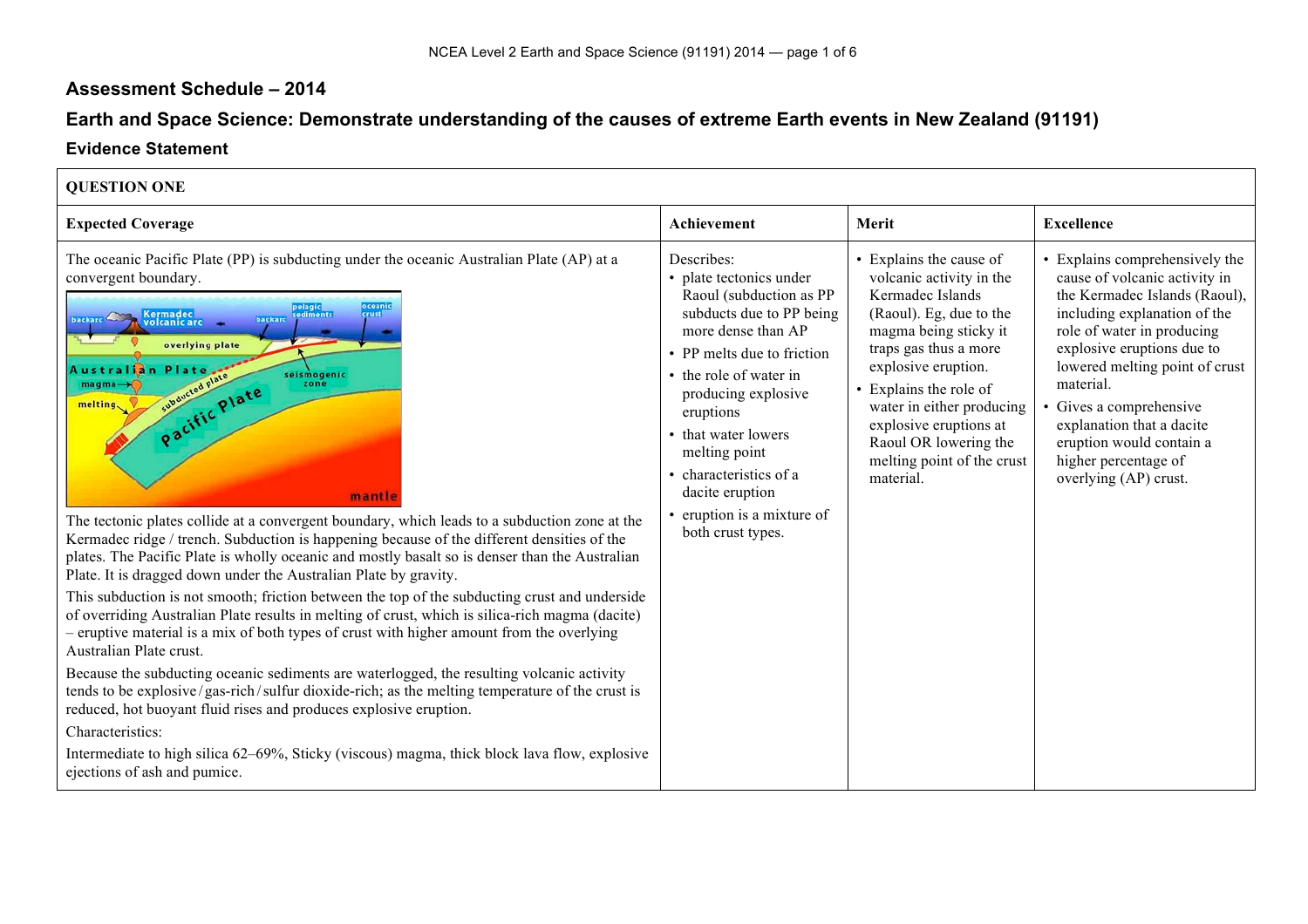## Assessment Schedule – 2014

## Earth and Space Science: Demonstrate understanding of the causes of extreme Earth events in New Zealand (91191)

### Evidence Statement

| QUESTION ONE | | | |
|---|---|---|---|
| **Expected Coverage** | **Achievement** | **Merit** | **Excellence** |
| The oceanic Pacific Plate (PP) is subducting under the oceanic Australian Plate (AP) at a convergent boundary.<br><br>The tectonic plates collide at a convergent boundary, which leads to a subduction zone at the Kermadec ridge / trench. Subduction is happening because of the different densities of the plates. The Pacific Plate is wholly oceanic and mostly basalt so is denser than the Australian Plate. It is dragged down under the Australian Plate by gravity.<br><br>This subduction is not smooth; friction between the top of the subducting crust and underside of overriding Australian Plate results in melting of crust, which is silica-rich magma (dacite) – eruptive material is a mix of both types of crust with higher amount from the overlying Australian Plate crust.<br><br>Because the subducting oceanic sediments are waterlogged, the resulting volcanic activity tends to be explosive / gas-rich / sulfur dioxide-rich; as the melting temperature of the crust is reduced, hot buoyant fluid rises and produces explosive eruption.<br><br>Characteristics:<br><br>Intermediate to high silica 62–69%, Sticky (viscous) magma, thick block lava flow, explosive ejections of ash and pumice. | Describes:<br>• plate tectonics under Raoul (subduction as PP subducts due to PP being more dense than AP<br>• PP melts due to friction<br>• the role of water in producing explosive eruptions<br>• that water lowers melting point<br>• characteristics of a dacite eruption<br>• eruption is a mixture of both crust types. | • Explains the cause of volcanic activity in the Kermadec Islands (Raoul). Eg, due to the magma being sticky it traps gas thus a more explosive eruption.<br>• Explains the role of water in either producing explosive eruptions at Raoul OR lowering the melting point of the crust material. | • Explains comprehensively the cause of volcanic activity in the Kermadec Islands (Raoul), including explanation of the role of water in producing explosive eruptions due to lowered melting point of crust material.<br>• Gives a comprehensive explanation that a dacite eruption would contain a higher percentage of overlying (AP) crust. |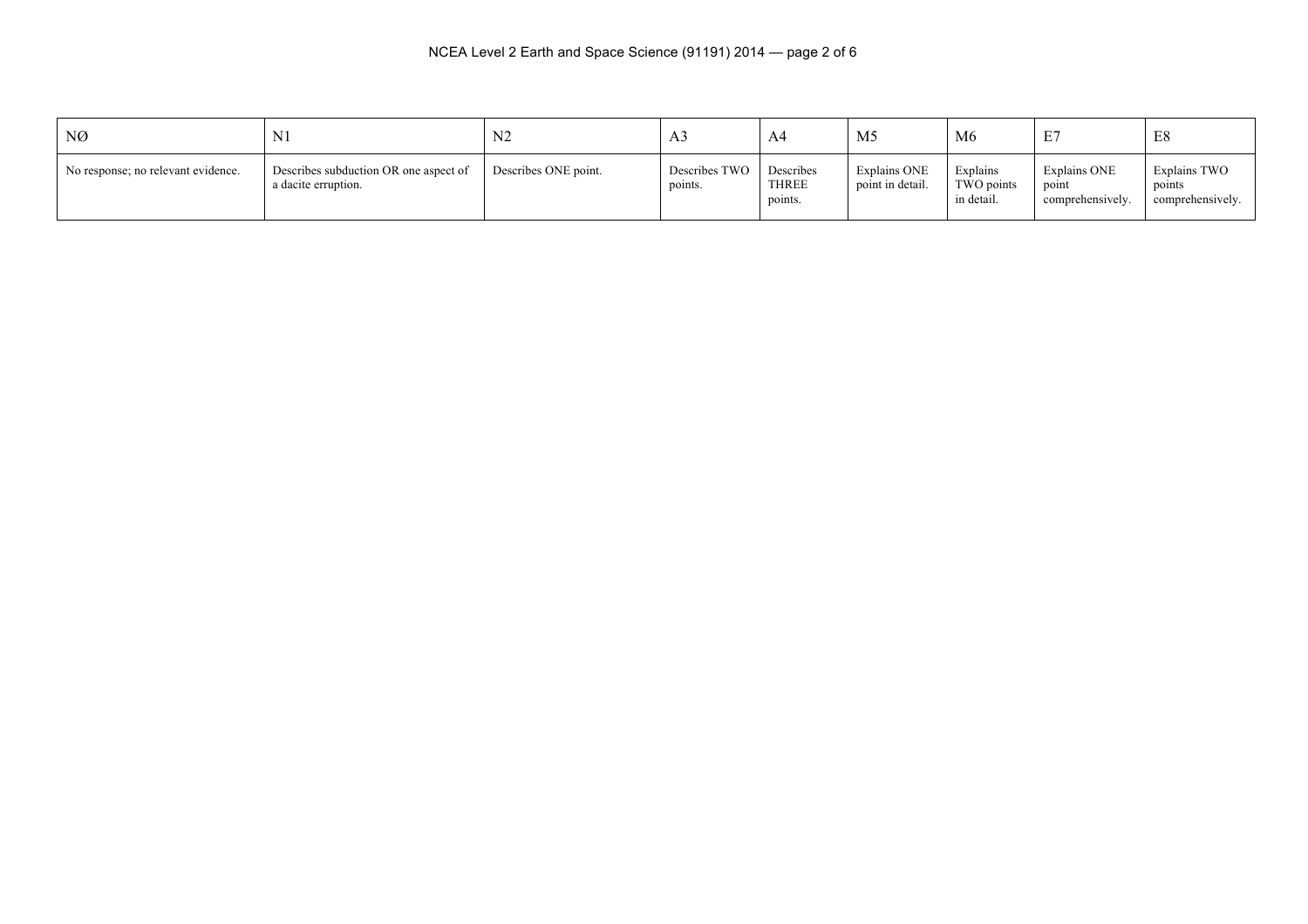| NØ | N1 | N2 | A3 | A4 | M5 | M6 | E7 | E8 |
|---|---|---|---|---|---|---|---|---|
| No response; no relevant evidence. | Describes subduction OR one aspect of a dacite erruption. | Describes ONE point. | Describes TWO points. | Describes THREE points. | Explains ONE point in detail. | Explains TWO points in detail. | Explains ONE point comprehensively. | Explains TWO points comprehensively. |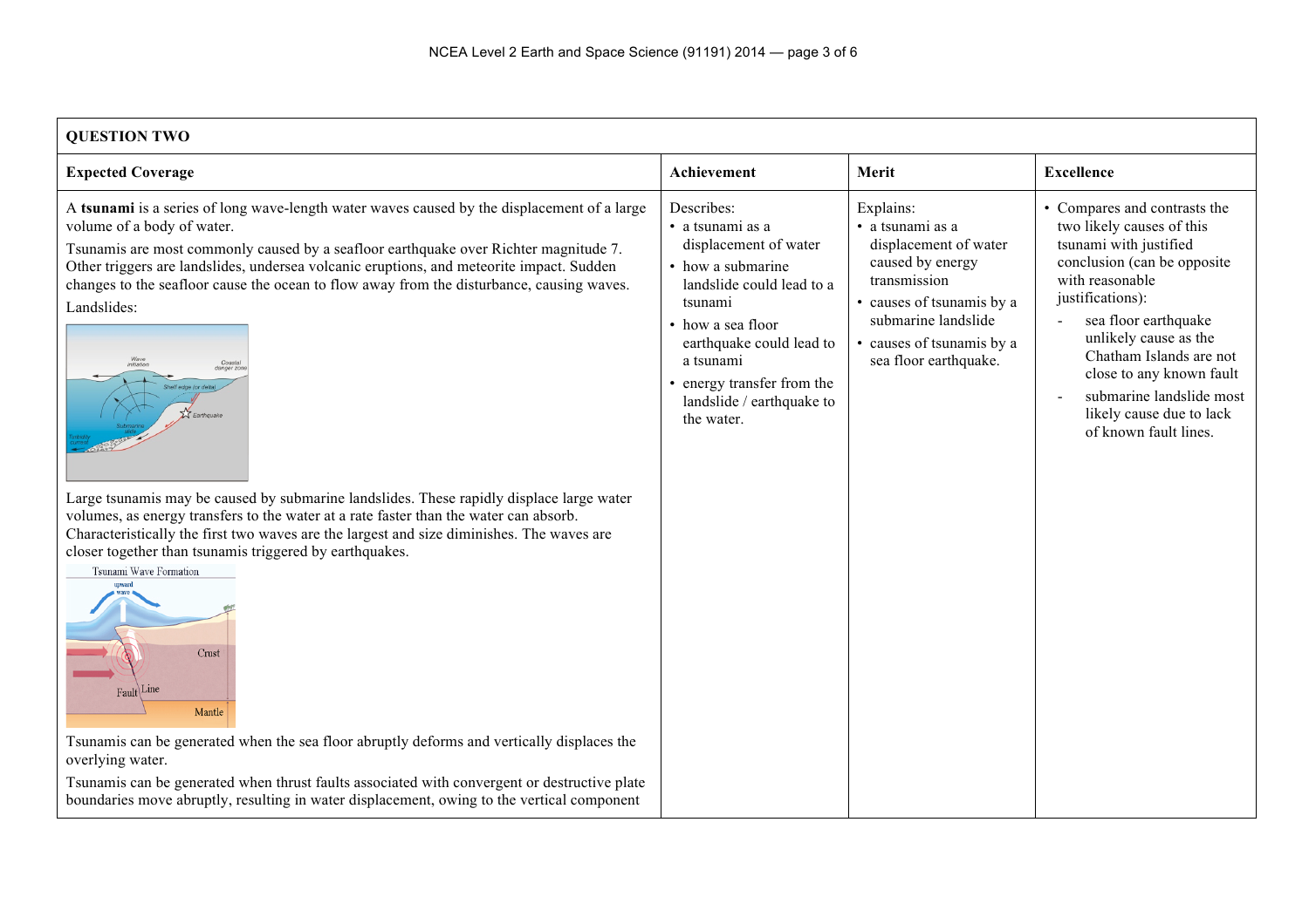| QUESTION TWO | | | |
|---|---|---|---|
| **Expected Coverage** | **Achievement** | **Merit** | **Excellence** |
| A **tsunami** is a series of long wave-length water waves caused by the displacement of a large volume of a body of water.<br><br>Tsunamis are most commonly caused by a seafloor earthquake over Richter magnitude 7. Other triggers are landslides, undersea volcanic eruptions, and meteorite impact. Sudden changes to the seafloor cause the ocean to flow away from the disturbance, causing waves.<br><br>Landslides:<br><br>Large tsunamis may be caused by submarine landslides. These rapidly displace large water volumes, as energy transfers to the water at a rate faster than the water can absorb. Characteristically the first two waves are the largest and size diminishes. The waves are closer together than tsunamis triggered by earthquakes.<br><br>Tsunamis can be generated when the sea floor abruptly deforms and vertically displaces the overlying water.<br><br>Tsunamis can be generated when thrust faults associated with convergent or destructive plate boundaries move abruptly, resulting in water displacement, owing to the vertical component | Describes:<br>• a tsunami as a displacement of water<br>• how a submarine landslide could lead to a tsunami<br>• how a sea floor earthquake could lead to a tsunami<br>• energy transfer from the landslide / earthquake to the water. | Explains:<br>• a tsunami as a displacement of water caused by energy transmission<br>• causes of tsunamis by a submarine landslide<br>• causes of tsunamis by a sea floor earthquake. | • Compares and contrasts the two likely causes of this tsunami with justified conclusion (can be opposite with reasonable justifications):<br>- sea floor earthquake unlikely cause as the Chatham Islands are not close to any known fault<br>- submarine landslide most likely cause due to lack of known fault lines. |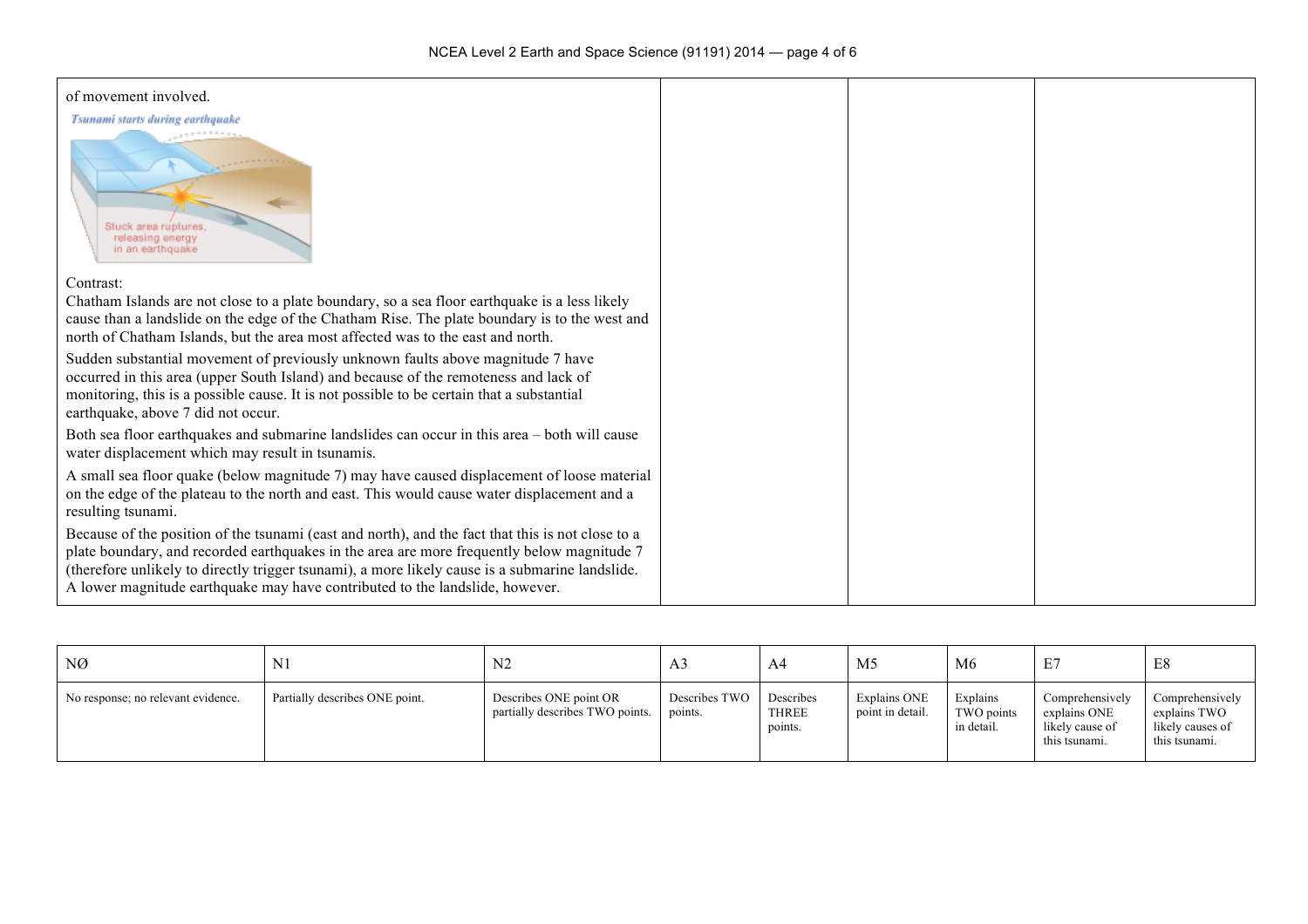of movement involved.

Contrast:
Chatham Islands are not close to a plate boundary, so a sea floor earthquake is a less likely cause than a landslide on the edge of the Chatham Rise. The plate boundary is to the west and north of Chatham Islands, but the area most affected was to the east and north.

Sudden substantial movement of previously unknown faults above magnitude 7 have occurred in this area (upper South Island) and because of the remoteness and lack of monitoring, this is a possible cause. It is not possible to be certain that a substantial earthquake, above 7 did not occur.

Both sea floor earthquakes and submarine landslides can occur in this area – both will cause water displacement which may result in tsunamis.

A small sea floor quake (below magnitude 7) may have caused displacement of loose material on the edge of the plateau to the north and east. This would cause water displacement and a resulting tsunami.

Because of the position of the tsunami (east and north), and the fact that this is not close to a plate boundary, and recorded earthquakes in the area are more frequently below magnitude 7 (therefore unlikely to directly trigger tsunami), a more likely cause is a submarine landslide. A lower magnitude earthquake may have contributed to the landslide, however.

| NØ | N1 | N2 | A3 | A4 | M5 | M6 | E7 | E8 |
|---|---|---|---|---|---|---|---|---|
| No response; no relevant evidence. | Partially describes ONE point. | Describes ONE point OR partially describes TWO points. | Describes TWO points. | Describes THREE points. | Explains ONE point in detail. | Explains TWO points in detail. | Comprehensively explains ONE likely cause of this tsunami. | Comprehensively explains TWO likely causes of this tsunami. |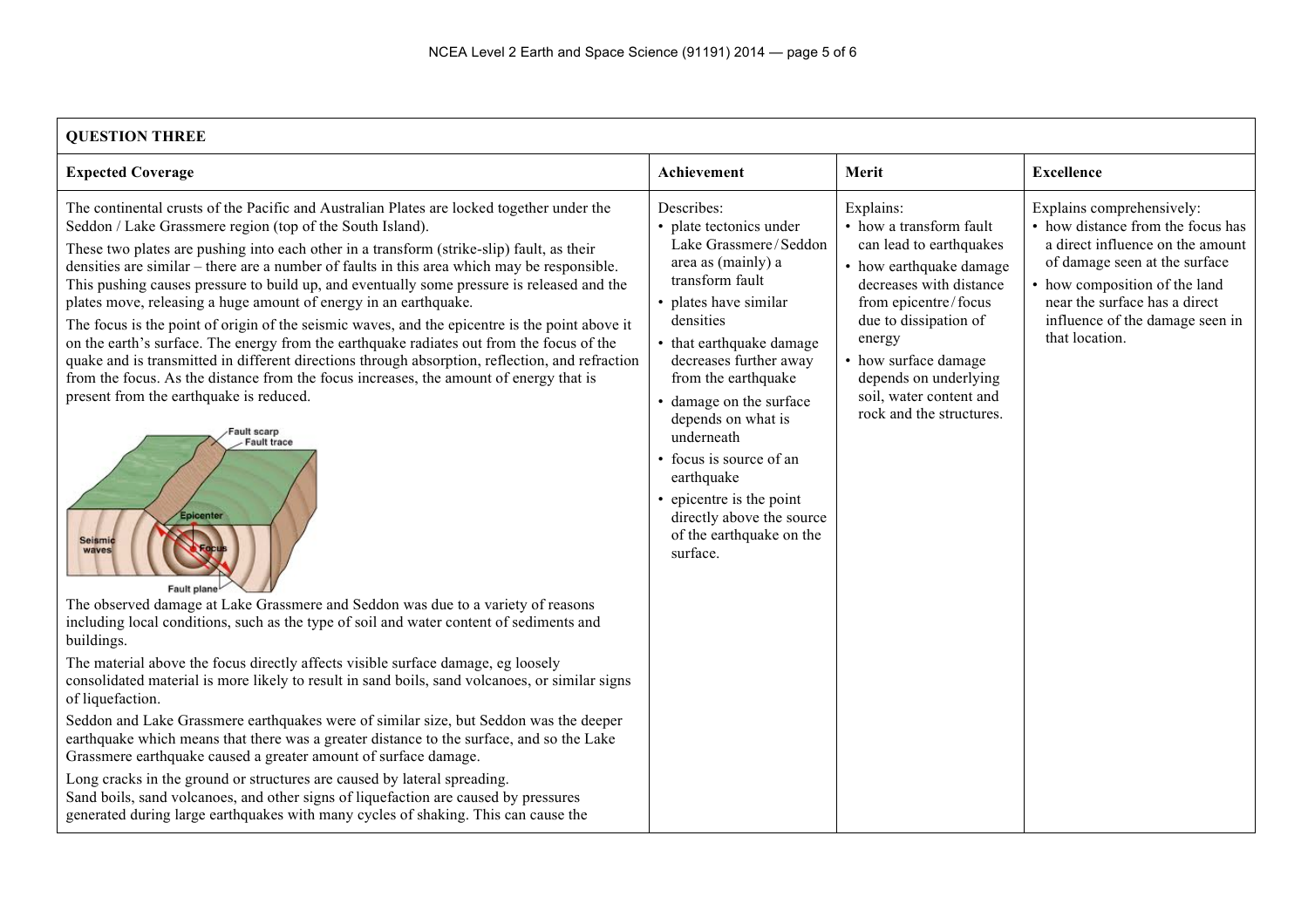| QUESTION THREE | | | |
|---|---|---|---|
| **Expected Coverage** | **Achievement** | **Merit** | **Excellence** |
| The continental crusts of the Pacific and Australian Plates are locked together under the Seddon / Lake Grassmere region (top of the South Island).<br>These two plates are pushing into each other in a transform (strike-slip) fault, as their densities are similar – there are a number of faults in this area which may be responsible. This pushing causes pressure to build up, and eventually some pressure is released and the plates move, releasing a huge amount of energy in an earthquake.<br>The focus is the point of origin of the seismic waves, and the epicentre is the point above it on the earth's surface. The energy from the earthquake radiates out from the focus of the quake and is transmitted in different directions through absorption, reflection, and refraction from the focus. As the distance from the focus increases, the amount of energy that is present from the earthquake is reduced.<br>Fault scarp<br>Fault trace<br>Epicenter<br>Seismic waves<br>Focus<br>Fault plane<br>The observed damage at Lake Grassmere and Seddon was due to a variety of reasons including local conditions, such as the type of soil and water content of sediments and buildings.<br>The material above the focus directly affects visible surface damage, eg loosely consolidated material is more likely to result in sand boils, sand volcanoes, or similar signs of liquefaction.<br>Seddon and Lake Grassmere earthquakes were of similar size, but Seddon was the deeper earthquake which means that there was a greater distance to the surface, and so the Lake Grassmere earthquake caused a greater amount of surface damage.<br>Long cracks in the ground or structures are caused by lateral spreading.<br>Sand boils, sand volcanoes, and other signs of liquefaction are caused by pressures generated during large earthquakes with many cycles of shaking. This can cause the | Describes:<br>• plate tectonics under Lake Grassmere / Seddon area as (mainly) a transform fault<br>• plates have similar densities<br>• that earthquake damage decreases further away from the earthquake<br>• damage on the surface depends on what is underneath<br>• focus is source of an earthquake<br>• epicentre is the point directly above the source of the earthquake on the surface. | Explains:<br>• how a transform fault can lead to earthquakes<br>• how earthquake damage decreases with distance from epicentre / focus due to dissipation of energy<br>• how surface damage depends on underlying soil, water content and rock and the structures. | Explains comprehensively:<br>• how distance from the focus has a direct influence on the amount of damage seen at the surface<br>• how composition of the land near the surface has a direct influence of the damage seen in that location. |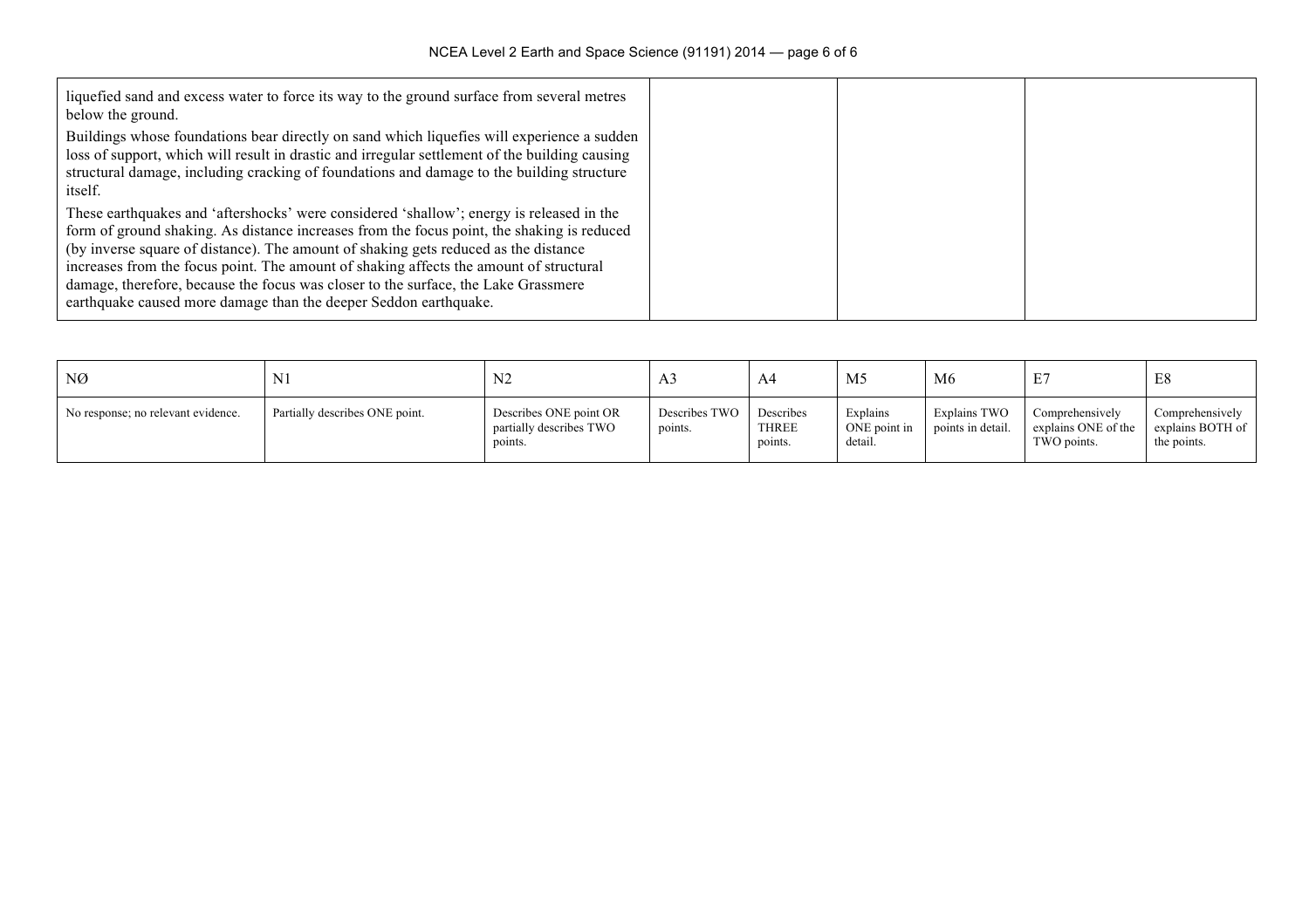| | | | |
|---|---|---|---|
| liquefied sand and excess water to force its way to the ground surface from several metres below the ground.<br>Buildings whose foundations bear directly on sand which liquefies will experience a sudden loss of support, which will result in drastic and irregular settlement of the building causing structural damage, including cracking of foundations and damage to the building structure itself.<br>These earthquakes and 'aftershocks' were considered 'shallow'; energy is released in the form of ground shaking. As distance increases from the focus point, the shaking is reduced (by inverse square of distance). The amount of shaking gets reduced as the distance increases from the focus point. The amount of shaking affects the amount of structural damage, therefore, because the focus was closer to the surface, the Lake Grassmere earthquake caused more damage than the deeper Seddon earthquake. | | | |

| NØ | N1 | N2 | A3 | A4 | M5 | M6 | E7 | E8 |
|---|---|---|---|---|---|---|---|---|
| No response; no relevant evidence. | Partially describes ONE point. | Describes ONE point OR partially describes TWO points. | Describes TWO points. | Describes THREE points. | Explains ONE point in detail. | Explains TWO points in detail. | Comprehensively explains ONE of the TWO points. | Comprehensively explains BOTH of the points. |